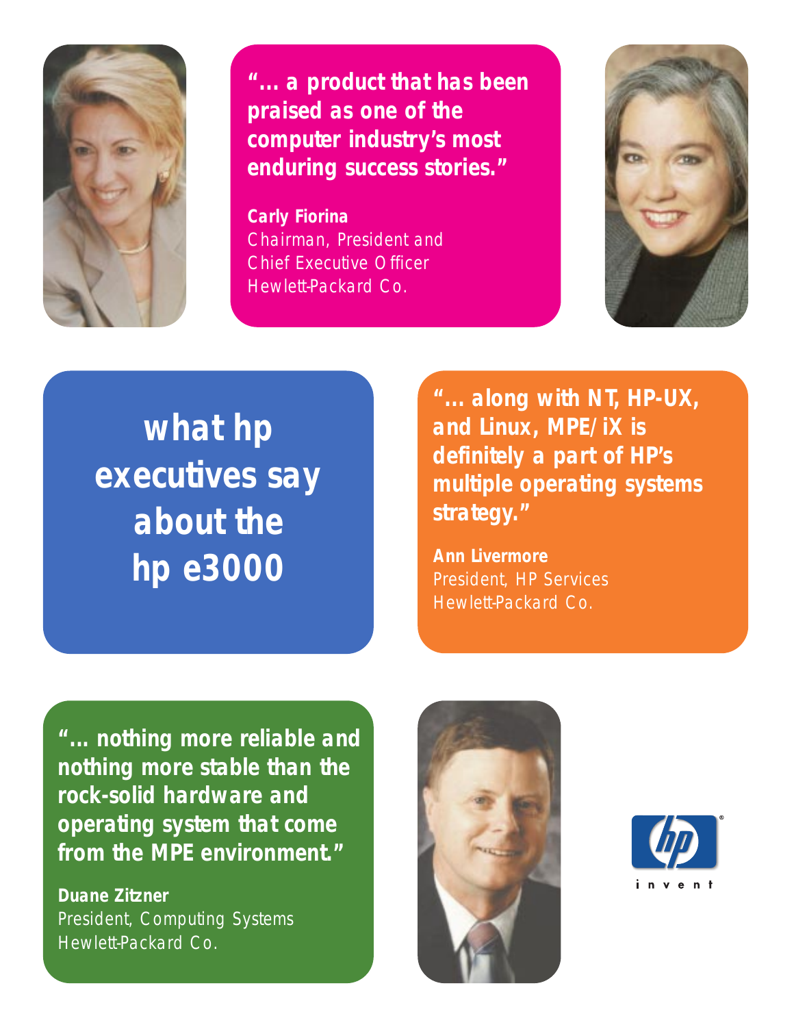# what hp executives say about the hp e3000

**"… a product that has been praised as one of the computer industry's most enduring success stories."**

**Carly Fiorina**
Chairman, President and
Chief Executive Officer
Hewlett-Packard Co.

**"… along with NT, HP-UX, and Linux, MPE/iX is definitely a part of HP's multiple operating systems strategy."**

**Ann Livermore**
President, HP Services
Hewlett-Packard Co.

**"… nothing more reliable and nothing more stable than the rock-solid hardware and operating system that come from the MPE environment."**

**Duane Zitzner**
President, Computing Systems
Hewlett-Packard Co.

hp invent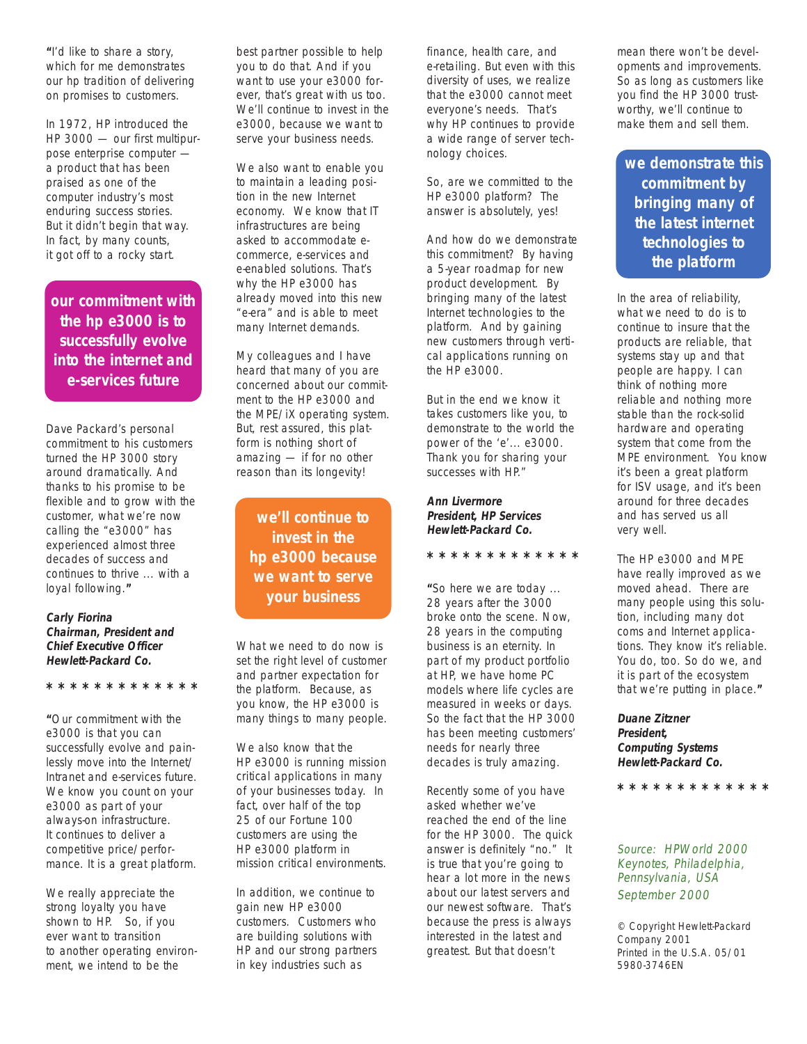"I'd like to share a story, which for me demonstrates our hp tradition of delivering on promises to customers.

In 1972, HP introduced the HP 3000 — our first multipurpose enterprise computer — a product that has been praised as one of the computer industry's most enduring success stories. But it didn't begin that way. In fact, by many counts, it got off to a rocky start.

**our commitment with the hp e3000 is to successfully evolve into the internet and e-services future**

Dave Packard's personal commitment to his customers turned the HP 3000 story around dramatically. And thanks to his promise to be flexible and to grow with the customer, what we're now calling the "e3000" has experienced almost three decades of success and continues to thrive ... with a loyal following."

***Carly Fiorina***
***Chairman, President and Chief Executive Officer***
***Hewlett-Packard Co.***

\* \* \* \* \* \* \* \* \* \* \* \* \*

"Our commitment with the e3000 is that you can successfully evolve and painlessly move into the Internet/ Intranet and e-services future. We know you count on your e3000 as part of your always-on infrastructure. It continues to deliver a competitive price/performance. It is a great platform.

We really appreciate the strong loyalty you have shown to HP. So, if you ever want to transition to another operating environment, we intend to be the best partner possible to help you to do that. And if you want to use your e3000 forever, that's great with us too. We'll continue to invest in the e3000, because we want to serve your business needs.

We also want to enable you to maintain a leading position in the new Internet economy. We know that IT infrastructures are being asked to accommodate e-commerce, e-services and e-enabled solutions. That's why the HP e3000 has already moved into this new "e-era" and is able to meet many Internet demands.

My colleagues and I have heard that many of you are concerned about our commitment to the HP e3000 and the MPE/iX operating system. But, rest assured, this platform is nothing short of amazing — if for no other reason than its longevity!

**we'll continue to invest in the hp e3000 because we want to serve your business**

What we need to do now is set the right level of customer and partner expectation for the platform. Because, as you know, the HP e3000 is many things to many people.

We also know that the HP e3000 is running mission critical applications in many of your businesses today. In fact, over half of the top 25 of our Fortune 100 customers are using the HP e3000 platform in mission critical environments.

In addition, we continue to gain new HP e3000 customers. Customers who are building solutions with HP and our strong partners in key industries such as finance, health care, and e-retailing. But even with this diversity of uses, we realize that the e3000 cannot meet everyone's needs. That's why HP continues to provide a wide range of server technology choices.

So, are we committed to the HP e3000 platform? The answer is absolutely, yes!

And how do we demonstrate this commitment? By having a 5-year roadmap for new product development. By bringing many of the latest Internet technologies to the platform. And by gaining new customers through vertical applications running on the HP e3000.

But in the end we know it takes customers like you, to demonstrate to the world the power of the 'e'... e3000. Thank you for sharing your successes with HP."

***Ann Livermore***
***President, HP Services***
***Hewlett-Packard Co.***

\* \* \* \* \* \* \* \* \* \* \* \* \*

"So here we are today ... 28 years after the 3000 broke onto the scene. Now, 28 years in the computing business is an eternity. In part of my product portfolio at HP, we have home PC models where life cycles are measured in weeks or days. So the fact that the HP 3000 has been meeting customers' needs for nearly three decades is truly amazing.

Recently some of you have asked whether we've reached the end of the line for the HP 3000. The quick answer is definitely "no." It is true that you're going to hear a lot more in the news about our latest servers and our newest software. That's because the press is always interested in the latest and greatest. But that doesn't mean there won't be developments and improvements. So as long as customers like you find the HP 3000 trustworthy, we'll continue to make them and sell them.

**we demonstrate this commitment by bringing many of the latest internet technologies to the platform**

In the area of reliability, what we need to do is to continue to insure that the products are reliable, that systems stay up and that people are happy. I can think of nothing more reliable and nothing more stable than the rock-solid hardware and operating system that come from the MPE environment. You know it's been a great platform for ISV usage, and it's been around for three decades and has served us all very well.

The HP e3000 and MPE have really improved as we moved ahead. There are many people using this solution, including many dot coms and Internet applications. They know it's reliable. You do, too. So do we, and it is part of the ecosystem that we're putting in place."

***Duane Zitzner***
***President,***
***Computing Systems***
***Hewlett-Packard Co.***

\* \* \* \* \* \* \* \* \* \* \* \* \*

*Source: HPWorld 2000 Keynotes, Philadelphia, Pennsylvania, USA September 2000*

© Copyright Hewlett-Packard Company 2001
Printed in the U.S.A. 05/01
5980-3746EN